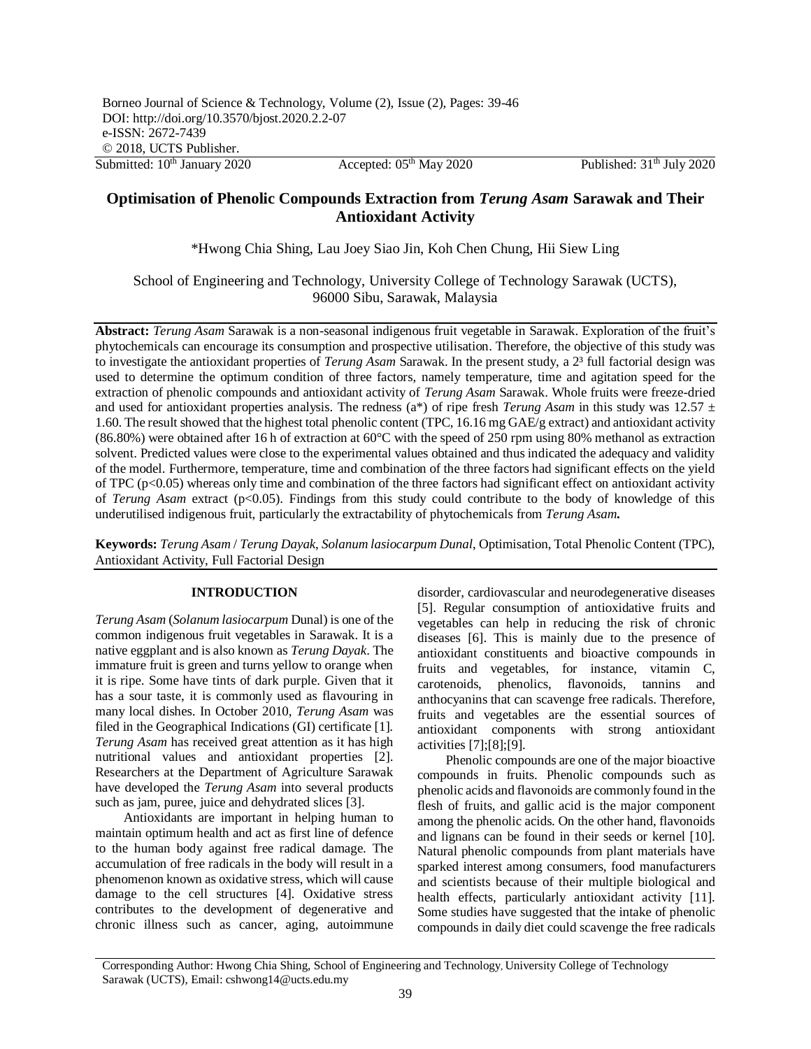Borneo Journal of Science & Technology, Volume (2), Issue (2), Pages: 39-46
DOI: http://doi.org/10.3570/bjost.2020.2.2-07
e-ISSN: 2672-7439
© 2018, UCTS Publisher.

Submitted: 10th January 2020 | Accepted: 05th May 2020 | Published: 31th July 2020

# Optimisation of Phenolic Compounds Extraction from *Terung Asam* Sarawak and Their Antioxidant Activity

\*Hwong Chia Shing, Lau Joey Siao Jin, Koh Chen Chung, Hii Siew Ling

School of Engineering and Technology, University College of Technology Sarawak (UCTS), 96000 Sibu, Sarawak, Malaysia

**Abstract:** *Terung Asam* Sarawak is a non-seasonal indigenous fruit vegetable in Sarawak. Exploration of the fruit's phytochemicals can encourage its consumption and prospective utilisation. Therefore, the objective of this study was to investigate the antioxidant properties of *Terung Asam* Sarawak. In the present study, a $2^3$ full factorial design was used to determine the optimum condition of three factors, namely temperature, time and agitation speed for the extraction of phenolic compounds and antioxidant activity of *Terung Asam* Sarawak. Whole fruits were freeze-dried and used for antioxidant properties analysis. The redness ($a^*$) of ripe fresh *Terung Asam* in this study was $12.57 \pm 1.60$. The result showed that the highest total phenolic content (TPC, 16.16 mg GAE/g extract) and antioxidant activity (86.80%) were obtained after 16 h of extraction at 60°C with the speed of 250 rpm using 80% methanol as extraction solvent. Predicted values were close to the experimental values obtained and thus indicated the adequacy and validity of the model. Furthermore, temperature, time and combination of the three factors had significant effects on the yield of TPC ($p<0.05$) whereas only time and combination of the three factors had significant effect on antioxidant activity of *Terung Asam* extract ($p<0.05$). Findings from this study could contribute to the body of knowledge of this underutilised indigenous fruit, particularly the extractability of phytochemicals from ***Terung Asam.***

**Keywords:** *Terung Asam* / *Terung Dayak*, *Solanum lasiocarpum Dunal,* Optimisation, Total Phenolic Content (TPC), Antioxidant Activity, Full Factorial Design

## INTRODUCTION

*Terung Asam* (*Solanum lasiocarpum* Dunal) is one of the common indigenous fruit vegetables in Sarawak. It is a native eggplant and is also known as *Terung Dayak*. The immature fruit is green and turns yellow to orange when it is ripe. Some have tints of dark purple. Given that it has a sour taste, it is commonly used as flavouring in many local dishes. In October 2010, *Terung Asam* was filed in the Geographical Indications (GI) certificate [1]. *Terung Asam* has received great attention as it has high nutritional values and antioxidant properties [2]. Researchers at the Department of Agriculture Sarawak have developed the *Terung Asam* into several products such as jam, puree, juice and dehydrated slices [3].

Antioxidants are important in helping human to maintain optimum health and act as first line of defence to the human body against free radical damage. The accumulation of free radicals in the body will result in a phenomenon known as oxidative stress, which will cause damage to the cell structures [4]. Oxidative stress contributes to the development of degenerative and chronic illness such as cancer, aging, autoimmune disorder, cardiovascular and neurodegenerative diseases [5]. Regular consumption of antioxidative fruits and vegetables can help in reducing the risk of chronic diseases [6]. This is mainly due to the presence of antioxidant constituents and bioactive compounds in fruits and vegetables, for instance, vitamin C, carotenoids, phenolics, flavonoids, tannins and anthocyanins that can scavenge free radicals. Therefore, fruits and vegetables are the essential sources of antioxidant components with strong antioxidant activities [7];[8];[9].

Phenolic compounds are one of the major bioactive compounds in fruits. Phenolic compounds such as phenolic acids and flavonoids are commonly found in the flesh of fruits, and gallic acid is the major component among the phenolic acids. On the other hand, flavonoids and lignans can be found in their seeds or kernel [10]. Natural phenolic compounds from plant materials have sparked interest among consumers, food manufacturers and scientists because of their multiple biological and health effects, particularly antioxidant activity [11]. Some studies have suggested that the intake of phenolic compounds in daily diet could scavenge the free radicals

Corresponding Author: Hwong Chia Shing, School of Engineering and Technology, University College of Technology Sarawak (UCTS), Email: cshwong14@ucts.edu.my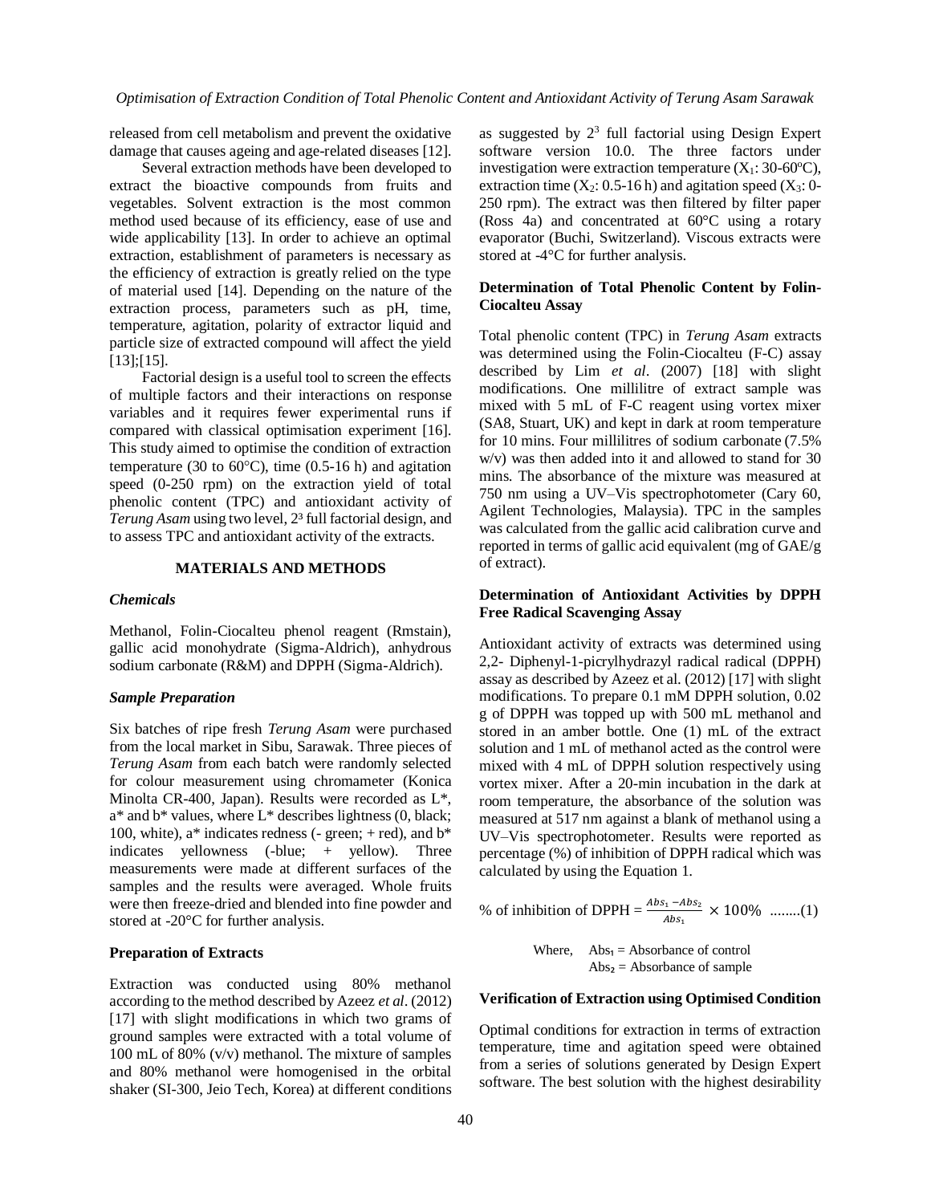released from cell metabolism and prevent the oxidative damage that causes ageing and age-related diseases [12].

Several extraction methods have been developed to extract the bioactive compounds from fruits and vegetables. Solvent extraction is the most common method used because of its efficiency, ease of use and wide applicability [13]. In order to achieve an optimal extraction, establishment of parameters is necessary as the efficiency of extraction is greatly relied on the type of material used [14]. Depending on the nature of the extraction process, parameters such as pH, time, temperature, agitation, polarity of extractor liquid and particle size of extracted compound will affect the yield [13];[15].

Factorial design is a useful tool to screen the effects of multiple factors and their interactions on response variables and it requires fewer experimental runs if compared with classical optimisation experiment [16]. This study aimed to optimise the condition of extraction temperature (30 to 60°C), time (0.5-16 h) and agitation speed (0-250 rpm) on the extraction yield of total phenolic content (TPC) and antioxidant activity of *Terung Asam* using two level, $2^3$ full factorial design, and to assess TPC and antioxidant activity of the extracts.

## MATERIALS AND METHODS

### *Chemicals*

Methanol, Folin-Ciocalteu phenol reagent (Rmstain), gallic acid monohydrate (Sigma-Aldrich), anhydrous sodium carbonate (R&M) and DPPH (Sigma-Aldrich).

### *Sample Preparation*

Six batches of ripe fresh *Terung Asam* were purchased from the local market in Sibu, Sarawak. Three pieces of *Terung Asam* from each batch were randomly selected for colour measurement using chromameter (Konica Minolta CR-400, Japan). Results were recorded as L*, a* and b* values, where L* describes lightness (0, black; 100, white), a* indicates redness (- green; + red), and b* indicates yellowness (-blue; + yellow). Three measurements were made at different surfaces of the samples and the results were averaged. Whole fruits were then freeze-dried and blended into fine powder and stored at -20°C for further analysis.

### Preparation of Extracts

Extraction was conducted using 80% methanol according to the method described by Azeez *et al*. (2012) [17] with slight modifications in which two grams of ground samples were extracted with a total volume of 100 mL of 80% (v/v) methanol. The mixture of samples and 80% methanol were homogenised in the orbital shaker (SI-300, Jeio Tech, Korea) at different conditions as suggested by $2^3$ full factorial using Design Expert software version 10.0. The three factors under investigation were extraction temperature ($X_1$: 30-60ºC), extraction time ($X_2$: 0.5-16 h) and agitation speed ($X_3$: 0-250 rpm). The extract was then filtered by filter paper (Ross 4a) and concentrated at 60°C using a rotary evaporator (Buchi, Switzerland). Viscous extracts were stored at -4°C for further analysis.

### Determination of Total Phenolic Content by Folin-Ciocalteu Assay

Total phenolic content (TPC) in *Terung Asam* extracts was determined using the Folin-Ciocalteu (F-C) assay described by Lim *et al*. (2007) [18] with slight modifications. One millilitre of extract sample was mixed with 5 mL of F-C reagent using vortex mixer (SA8, Stuart, UK) and kept in dark at room temperature for 10 mins. Four millilitres of sodium carbonate (7.5% w/v) was then added into it and allowed to stand for 30 mins. The absorbance of the mixture was measured at 750 nm using a UV–Vis spectrophotometer (Cary 60, Agilent Technologies, Malaysia). TPC in the samples was calculated from the gallic acid calibration curve and reported in terms of gallic acid equivalent (mg of GAE/g of extract).

### Determination of Antioxidant Activities by DPPH Free Radical Scavenging Assay

Antioxidant activity of extracts was determined using 2,2- Diphenyl-1-picrylhydrazyl radical radical (DPPH) assay as described by Azeez et al. (2012) [17] with slight modifications. To prepare 0.1 mM DPPH solution, 0.02 g of DPPH was topped up with 500 mL methanol and stored in an amber bottle. One (1) mL of the extract solution and 1 mL of methanol acted as the control were mixed with 4 mL of DPPH solution respectively using vortex mixer. After a 20-min incubation in the dark at room temperature, the absorbance of the solution was measured at 517 nm against a blank of methanol using a UV–Vis spectrophotometer. Results were reported as percentage (%) of inhibition of DPPH radical which was calculated by using the Equation 1.

$$\text{\% of inhibition of DPPH} = \frac{Abs_1 - Abs_2}{Abs_1} \times 100\% \quad \text{........(1)}$$

Where, $Abs_1$ = Absorbance of control
$Abs_2$ = Absorbance of sample

### Verification of Extraction using Optimised Condition

Optimal conditions for extraction in terms of extraction temperature, time and agitation speed were obtained from a series of solutions generated by Design Expert software. The best solution with the highest desirability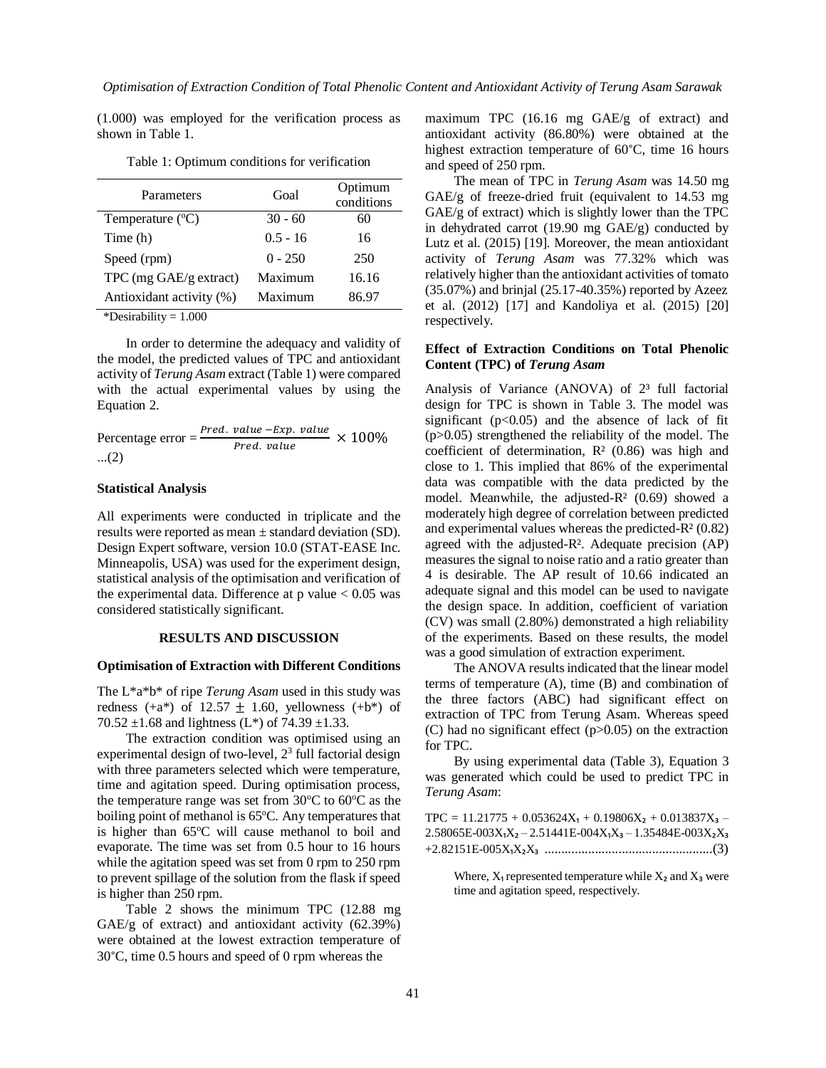(1.000) was employed for the verification process as shown in Table 1.

Table 1: Optimum conditions for verification

| Parameters | Goal | Optimum conditions |
|---|---|---|
| Temperature (°C) | 30 - 60 | 60 |
| Time (h) | 0.5 - 16 | 16 |
| Speed (rpm) | 0 - 250 | 250 |
| TPC (mg GAE/g extract) | Maximum | 16.16 |
| Antioxidant activity (%) | Maximum | 86.97 |

*Desirability = 1.000

In order to determine the adequacy and validity of the model, the predicted values of TPC and antioxidant activity of *Terung Asam* extract (Table 1) were compared with the actual experimental values by using the Equation 2.

$$\text{Percentage error} = \frac{Pred.\ value - Exp.\ value}{Pred.\ value} \times 100\% \quad ...(2)$$

### Statistical Analysis

All experiments were conducted in triplicate and the results were reported as mean ± standard deviation (SD). Design Expert software, version 10.0 (STAT-EASE Inc. Minneapolis, USA) was used for the experiment design, statistical analysis of the optimisation and verification of the experimental data. Difference at p value < 0.05 was considered statistically significant.

## RESULTS AND DISCUSSION

### Optimisation of Extraction with Different Conditions

The L\*a\*b\* of ripe *Terung Asam* used in this study was redness (+a\*) of 12.57 ± 1.60, yellowness (+b\*) of 70.52 ±1.68 and lightness (L\*) of 74.39 ±1.33.

The extraction condition was optimised using an experimental design of two-level, $2^3$ full factorial design with three parameters selected which were temperature, time and agitation speed. During optimisation process, the temperature range was set from 30°C to 60°C as the boiling point of methanol is 65°C. Any temperatures that is higher than 65°C will cause methanol to boil and evaporate. The time was set from 0.5 hour to 16 hours while the agitation speed was set from 0 rpm to 250 rpm to prevent spillage of the solution from the flask if speed is higher than 250 rpm.

Table 2 shows the minimum TPC (12.88 mg GAE/g of extract) and antioxidant activity (62.39%) were obtained at the lowest extraction temperature of 30°C, time 0.5 hours and speed of 0 rpm whereas the maximum TPC (16.16 mg GAE/g of extract) and antioxidant activity (86.80%) were obtained at the highest extraction temperature of 60°C, time 16 hours and speed of 250 rpm.

The mean of TPC in *Terung Asam* was 14.50 mg GAE/g of freeze-dried fruit (equivalent to 14.53 mg GAE/g of extract) which is slightly lower than the TPC in dehydrated carrot (19.90 mg GAE/g) conducted by Lutz et al. (2015) [19]. Moreover, the mean antioxidant activity of *Terung Asam* was 77.32% which was relatively higher than the antioxidant activities of tomato (35.07%) and brinjal (25.17-40.35%) reported by Azeez et al. (2012) [17] and Kandoliya et al. (2015) [20] respectively.

### Effect of Extraction Conditions on Total Phenolic Content (TPC) of *Terung Asam*

Analysis of Variance (ANOVA) of $2^3$ full factorial design for TPC is shown in Table 3. The model was significant ($p<0.05$) and the absence of lack of fit ($p>0.05$) strengthened the reliability of the model. The coefficient of determination, $R^2$ (0.86) was high and close to 1. This implied that 86% of the experimental data was compatible with the data predicted by the model. Meanwhile, the adjusted-$R^2$ (0.69) showed a moderately high degree of correlation between predicted and experimental values whereas the predicted-$R^2$ (0.82) agreed with the adjusted-$R^2$. Adequate precision (AP) measures the signal to noise ratio and a ratio greater than 4 is desirable. The AP result of 10.66 indicated an adequate signal and this model can be used to navigate the design space. In addition, coefficient of variation (CV) was small (2.80%) demonstrated a high reliability of the experiments. Based on these results, the model was a good simulation of extraction experiment.

The ANOVA results indicated that the linear model terms of temperature (A), time (B) and combination of the three factors (ABC) had significant effect on extraction of TPC from Terung Asam. Whereas speed (C) had no significant effect ($p>0.05$) on the extraction for TPC.

By using experimental data (Table 3), Equation 3 was generated which could be used to predict TPC in *Terung Asam*:

$$TPC = 11.21775 + 0.053624X_1 + 0.19806X_2 + 0.013837X_3 - 2.58065E\text{-}003X_1X_2 - 2.51441E\text{-}004X_1X_3 - 1.35484E\text{-}003X_2X_3 + 2.82151E\text{-}005X_1X_2X_3 \quad ...(3)$$

Where, $X_1$ represented temperature while $X_2$ and $X_3$ were time and agitation speed, respectively.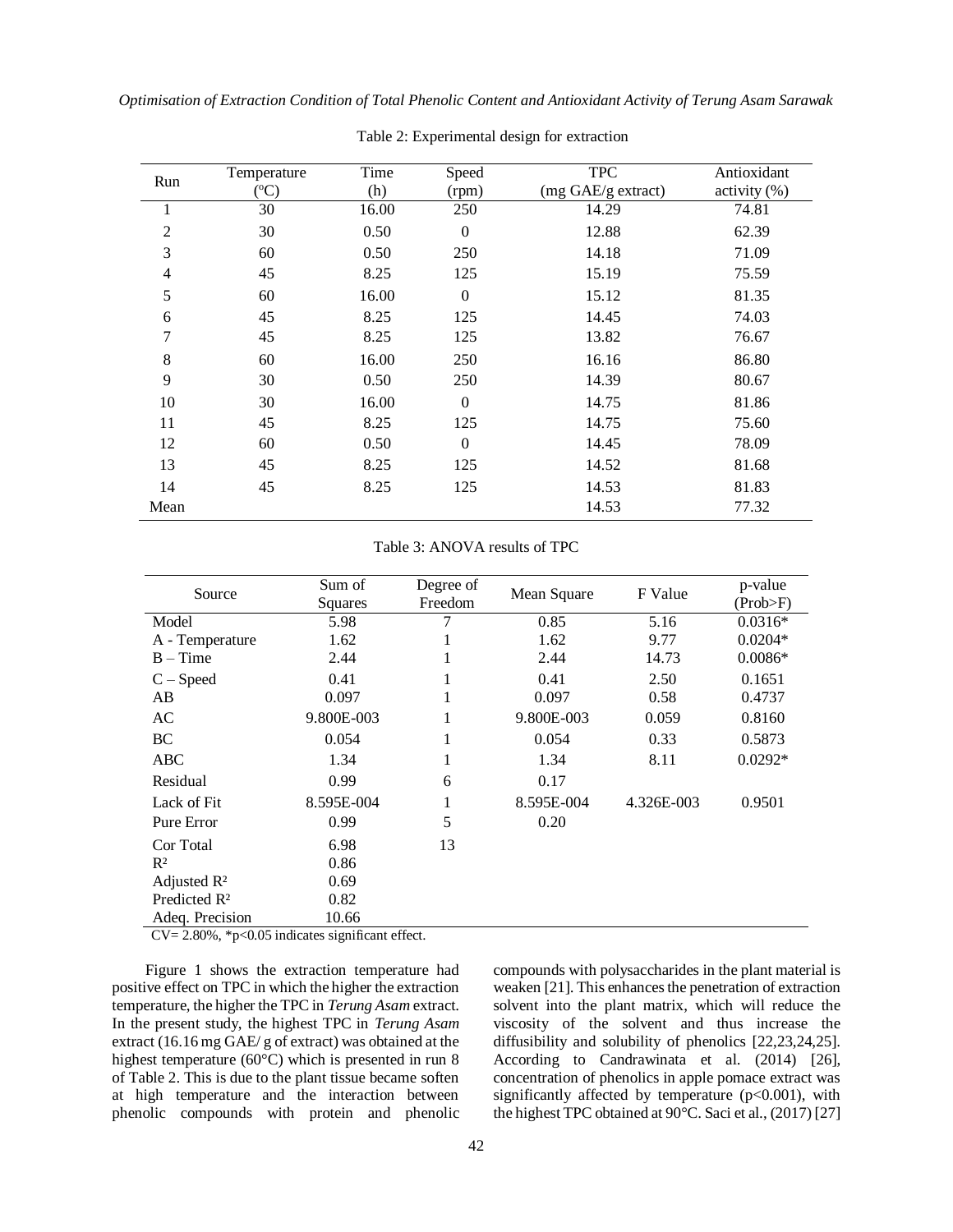Table 2: Experimental design for extraction

| Run | Temperature (°C) | Time (h) | Speed (rpm) | TPC (mg GAE/g extract) | Antioxidant activity (%) |
|---|---|---|---|---|---|
| 1 | 30 | 16.00 | 250 | 14.29 | 74.81 |
| 2 | 30 | 0.50 | 0 | 12.88 | 62.39 |
| 3 | 60 | 0.50 | 250 | 14.18 | 71.09 |
| 4 | 45 | 8.25 | 125 | 15.19 | 75.59 |
| 5 | 60 | 16.00 | 0 | 15.12 | 81.35 |
| 6 | 45 | 8.25 | 125 | 14.45 | 74.03 |
| 7 | 45 | 8.25 | 125 | 13.82 | 76.67 |
| 8 | 60 | 16.00 | 250 | 16.16 | 86.80 |
| 9 | 30 | 0.50 | 250 | 14.39 | 80.67 |
| 10 | 30 | 16.00 | 0 | 14.75 | 81.86 |
| 11 | 45 | 8.25 | 125 | 14.75 | 75.60 |
| 12 | 60 | 0.50 | 0 | 14.45 | 78.09 |
| 13 | 45 | 8.25 | 125 | 14.52 | 81.68 |
| 14 | 45 | 8.25 | 125 | 14.53 | 81.83 |
| Mean | | | | 14.53 | 77.32 |

Table 3: ANOVA results of TPC

| Source | Sum of Squares | Degree of Freedom | Mean Square | F Value | p-value (Prob>F) |
|---|---|---|---|---|---|
| Model | 5.98 | 7 | 0.85 | 5.16 | 0.0316* |
| A - Temperature | 1.62 | 1 | 1.62 | 9.77 | 0.0204* |
| B – Time | 2.44 | 1 | 2.44 | 14.73 | 0.0086* |
| C – Speed | 0.41 | 1 | 0.41 | 2.50 | 0.1651 |
| AB | 0.097 | 1 | 0.097 | 0.58 | 0.4737 |
| AC | 9.800E-003 | 1 | 9.800E-003 | 0.059 | 0.8160 |
| BC | 0.054 | 1 | 0.054 | 0.33 | 0.5873 |
| ABC | 1.34 | 1 | 1.34 | 8.11 | 0.0292* |
| Residual | 0.99 | 6 | 0.17 | | |
| Lack of Fit | 8.595E-004 | 1 | 8.595E-004 | 4.326E-003 | 0.9501 |
| Pure Error | 0.99 | 5 | 0.20 | | |
| Cor Total | 6.98 | 13 | | | |
| $R^2$ | 0.86 | | | | |
| Adjusted $R^2$ | 0.69 | | | | |
| Predicted $R^2$ | 0.82 | | | | |
| Adeq. Precision | 10.66 | | | | |

CV= 2.80%, *$p<0.05$ indicates significant effect.

Figure 1 shows the extraction temperature had positive effect on TPC in which the higher the extraction temperature, the higher the TPC in *Terung Asam* extract. In the present study, the highest TPC in *Terung Asam* extract (16.16 mg GAE/ g of extract) was obtained at the highest temperature (60°C) which is presented in run 8 of Table 2. This is due to the plant tissue became soften at high temperature and the interaction between phenolic compounds with protein and phenolic compounds with polysaccharides in the plant material is weaken [21]. This enhances the penetration of extraction solvent into the plant matrix, which will reduce the viscosity of the solvent and thus increase the diffusibility and solubility of phenolics [22,23,24,25]. According to Candrawinata et al. (2014) [26], concentration of phenolics in apple pomace extract was significantly affected by temperature ($p<0.001$), with the highest TPC obtained at 90°C. Saci et al., (2017) [27]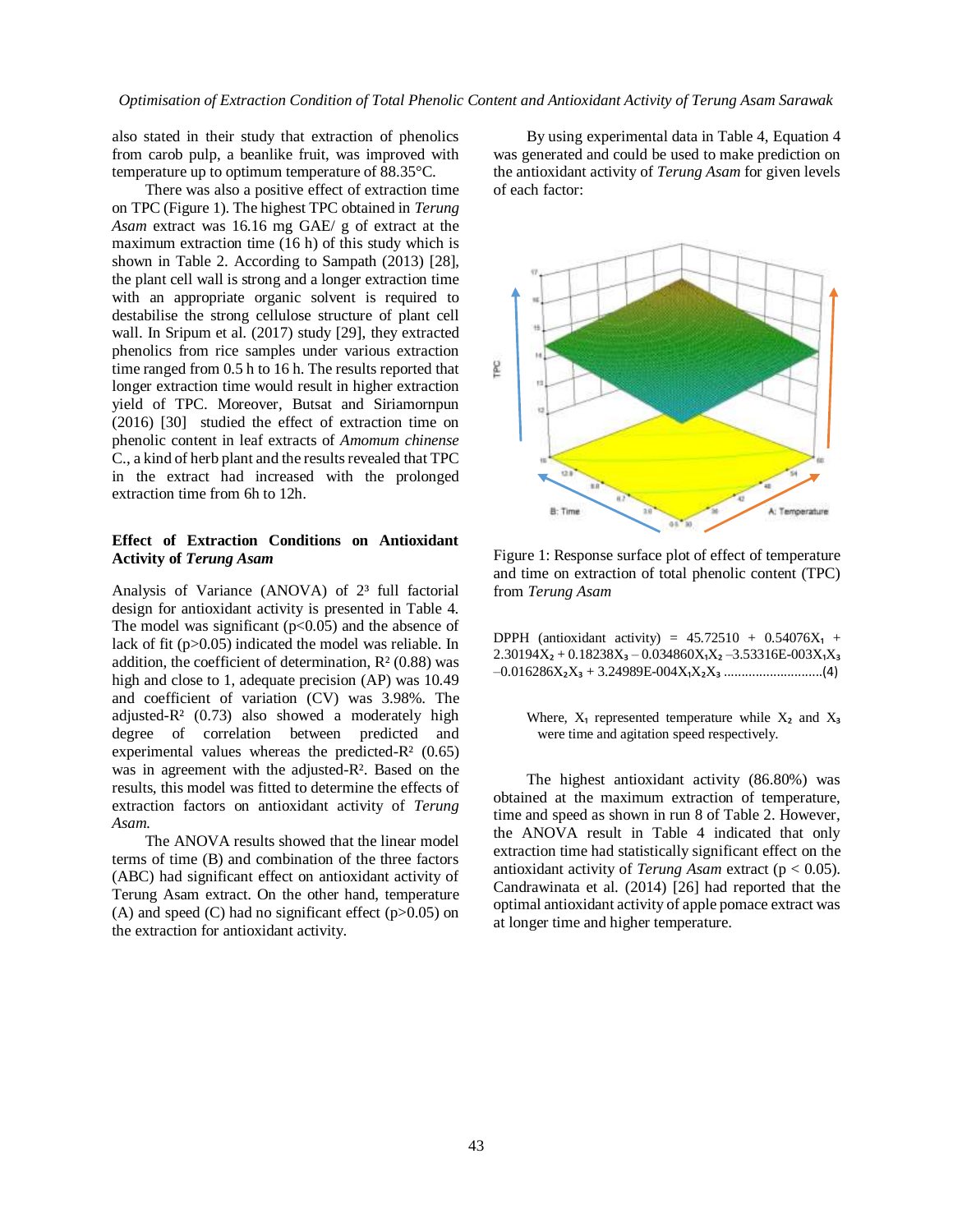also stated in their study that extraction of phenolics from carob pulp, a beanlike fruit, was improved with temperature up to optimum temperature of 88.35°C.

There was also a positive effect of extraction time on TPC (Figure 1). The highest TPC obtained in *Terung Asam* extract was 16.16 mg GAE/ g of extract at the maximum extraction time (16 h) of this study which is shown in Table 2. According to Sampath (2013) [28], the plant cell wall is strong and a longer extraction time with an appropriate organic solvent is required to destabilise the strong cellulose structure of plant cell wall. In Sripum et al. (2017) study [29], they extracted phenolics from rice samples under various extraction time ranged from 0.5 h to 16 h. The results reported that longer extraction time would result in higher extraction yield of TPC. Moreover, Butsat and Siriamornpun (2016) [30] studied the effect of extraction time on phenolic content in leaf extracts of *Amomum chinense* C., a kind of herb plant and the results revealed that TPC in the extract had increased with the prolonged extraction time from 6h to 12h.

## Effect of Extraction Conditions on Antioxidant Activity of *Terung Asam*

Analysis of Variance (ANOVA) of $2^3$ full factorial design for antioxidant activity is presented in Table 4. The model was significant ($p<0.05$) and the absence of lack of fit ($p>0.05$) indicated the model was reliable. In addition, the coefficient of determination, $R^2$ (0.88) was high and close to 1, adequate precision (AP) was 10.49 and coefficient of variation (CV) was 3.98%. The adjusted-$R^2$ (0.73) also showed a moderately high degree of correlation between predicted and experimental values whereas the predicted-$R^2$ (0.65) was in agreement with the adjusted-$R^2$. Based on the results, this model was fitted to determine the effects of extraction factors on antioxidant activity of *Terung Asam.*

The ANOVA results showed that the linear model terms of time (B) and combination of the three factors (ABC) had significant effect on antioxidant activity of Terung Asam extract. On the other hand, temperature (A) and speed (C) had no significant effect ($p>0.05$) on the extraction for antioxidant activity.

By using experimental data in Table 4, Equation 4 was generated and could be used to make prediction on the antioxidant activity of *Terung Asam* for given levels of each factor:

Figure 1: Response surface plot of effect of temperature and time on extraction of total phenolic content (TPC) from *Terung Asam*

$$\text{DPPH (antioxidant activity)} = 45.72510 + 0.54076X_1 + 2.30194X_2 + 0.18238X_3 - 0.034860X_1X_2 - 3.53316\text{E-}003X_1X_3 - 0.016286X_2X_3 + 3.24989\text{E-}004X_1X_2X_3 \quad (4)$$

Where, $X_1$ represented temperature while $X_2$ and $X_3$ were time and agitation speed respectively.

The highest antioxidant activity (86.80%) was obtained at the maximum extraction of temperature, time and speed as shown in run 8 of Table 2. However, the ANOVA result in Table 4 indicated that only extraction time had statistically significant effect on the antioxidant activity of *Terung Asam* extract ($p < 0.05$). Candrawinata et al. (2014) [26] had reported that the optimal antioxidant activity of apple pomace extract was at longer time and higher temperature.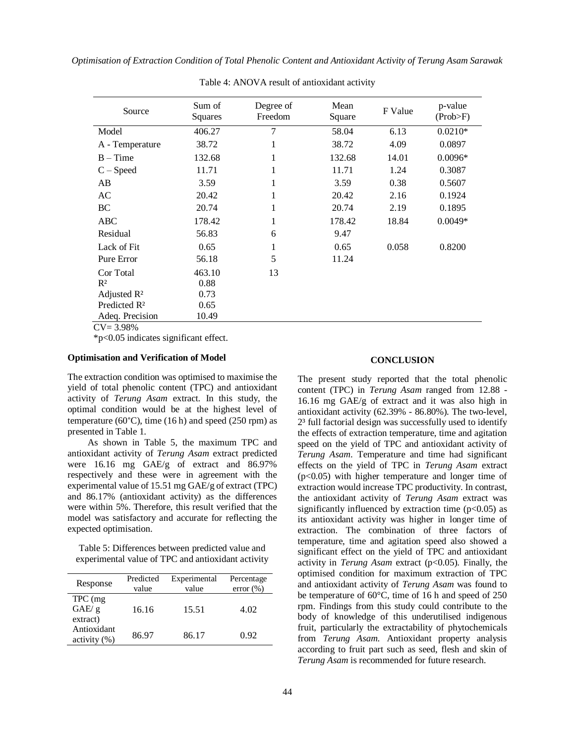Table 4: ANOVA result of antioxidant activity

| Source | Sum of Squares | Degree of Freedom | Mean Square | F Value | p-value (Prob>F) |
|---|---|---|---|---|---|
| Model | 406.27 | 7 | 58.04 | 6.13 | 0.0210* |
| A - Temperature | 38.72 | 1 | 38.72 | 4.09 | 0.0897 |
| B – Time | 132.68 | 1 | 132.68 | 14.01 | 0.0096* |
| C – Speed | 11.71 | 1 | 11.71 | 1.24 | 0.3087 |
| AB | 3.59 | 1 | 3.59 | 0.38 | 0.5607 |
| AC | 20.42 | 1 | 20.42 | 2.16 | 0.1924 |
| BC | 20.74 | 1 | 20.74 | 2.19 | 0.1895 |
| ABC | 178.42 | 1 | 178.42 | 18.84 | 0.0049* |
| Residual | 56.83 | 6 | 9.47 | | |
| Lack of Fit | 0.65 | 1 | 0.65 | 0.058 | 0.8200 |
| Pure Error | 56.18 | 5 | 11.24 | | |
| Cor Total | 463.10 | 13 | | | |
| $R^2$ | 0.88 | | | | |
| Adjusted $R^2$ | 0.73 | | | | |
| Predicted $R^2$ | 0.65 | | | | |
| Adeq. Precision | 10.49 | | | | |

CV= 3.98%

*$p<0.05$ indicates significant effect.

### Optimisation and Verification of Model

The extraction condition was optimised to maximise the yield of total phenolic content (TPC) and antioxidant activity of *Terung Asam* extract. In this study, the optimal condition would be at the highest level of temperature (60˚C), time (16 h) and speed (250 rpm) as presented in Table 1.

As shown in Table 5, the maximum TPC and antioxidant activity of *Terung Asam* extract predicted were 16.16 mg GAE/g of extract and 86.97% respectively and these were in agreement with the experimental value of 15.51 mg GAE/g of extract (TPC) and 86.17% (antioxidant activity) as the differences were within 5%. Therefore, this result verified that the model was satisfactory and accurate for reflecting the expected optimisation.

Table 5: Differences between predicted value and experimental value of TPC and antioxidant activity

| Response | Predicted value | Experimental value | Percentage error (%) |
|---|---|---|---|
| TPC (mg GAE/ g extract) | 16.16 | 15.51 | 4.02 |
| Antioxidant activity (%) | 86.97 | 86.17 | 0.92 |

## CONCLUSION

The present study reported that the total phenolic content (TPC) in *Terung Asam* ranged from 12.88 - 16.16 mg GAE/g of extract and it was also high in antioxidant activity (62.39% - 86.80%). The two-level, $2^3$ full factorial design was successfully used to identify the effects of extraction temperature, time and agitation speed on the yield of TPC and antioxidant activity of *Terung Asam*. Temperature and time had significant effects on the yield of TPC in *Terung Asam* extract ($p<0.05$) with higher temperature and longer time of extraction would increase TPC productivity. In contrast, the antioxidant activity of *Terung Asam* extract was significantly influenced by extraction time ($p<0.05$) as its antioxidant activity was higher in longer time of extraction. The combination of three factors of temperature, time and agitation speed also showed a significant effect on the yield of TPC and antioxidant activity in *Terung Asam* extract ($p<0.05$). Finally, the optimised condition for maximum extraction of TPC and antioxidant activity of *Terung Asam* was found to be temperature of 60°C, time of 16 h and speed of 250 rpm. Findings from this study could contribute to the body of knowledge of this underutilised indigenous fruit, particularly the extractability of phytochemicals from *Terung Asam*. Antioxidant property analysis according to fruit part such as seed, flesh and skin of *Terung Asam* is recommended for future research.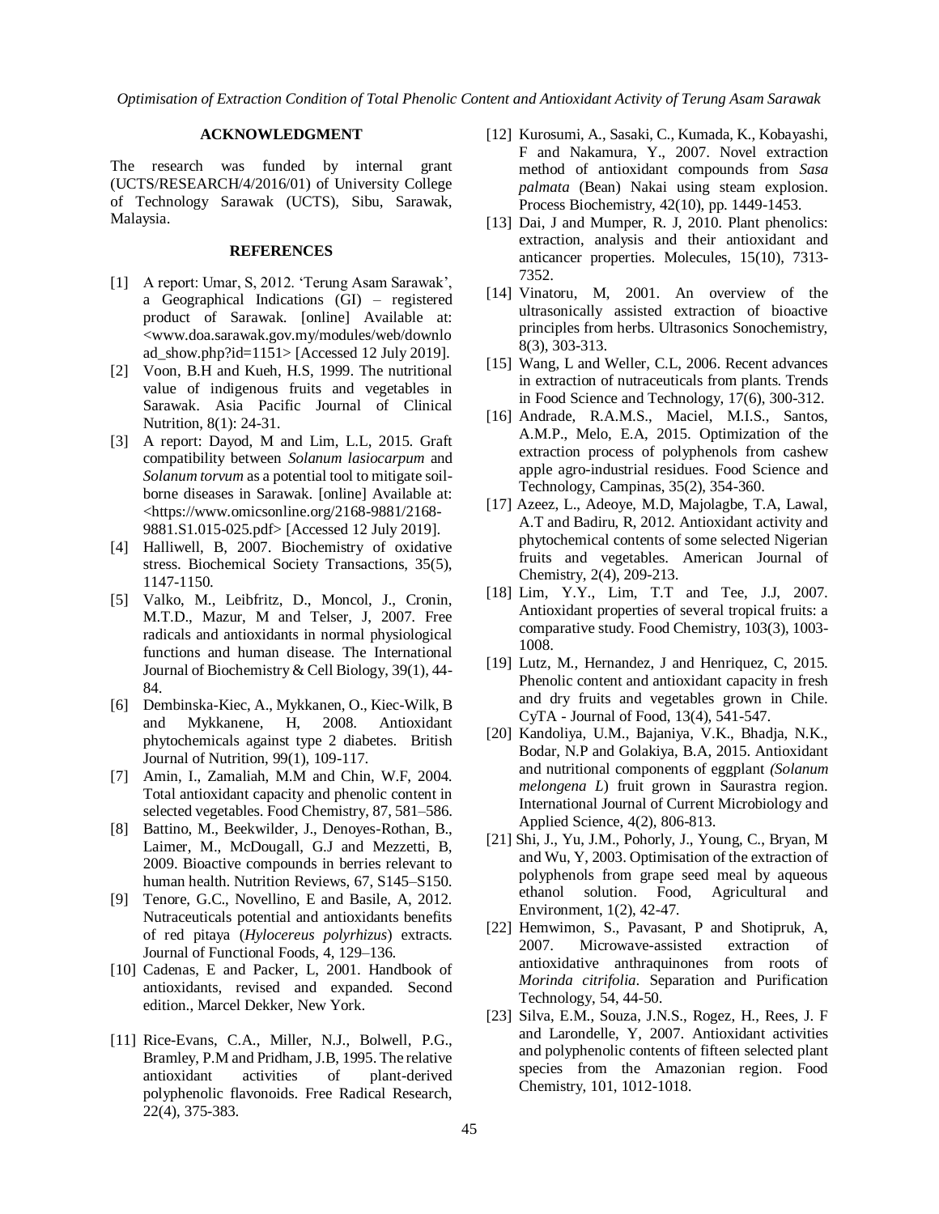## ACKNOWLEDGMENT

The research was funded by internal grant (UCTS/RESEARCH/4/2016/01) of University College of Technology Sarawak (UCTS), Sibu, Sarawak, Malaysia.

## REFERENCES

[1] A report: Umar, S, 2012. 'Terung Asam Sarawak', a Geographical Indications (GI) – registered product of Sarawak. [online] Available at: <www.doa.sarawak.gov.my/modules/web/download_show.php?id=1151> [Accessed 12 July 2019].

[2] Voon, B.H and Kueh, H.S, 1999. The nutritional value of indigenous fruits and vegetables in Sarawak. Asia Pacific Journal of Clinical Nutrition, 8(1): 24-31.

[3] A report: Dayod, M and Lim, L.L, 2015. Graft compatibility between *Solanum lasiocarpum* and *Solanum torvum* as a potential tool to mitigate soil-borne diseases in Sarawak. [online] Available at: <https://www.omicsonline.org/2168-9881/2168-9881.S1.015-025.pdf> [Accessed 12 July 2019].

[4] Halliwell, B, 2007. Biochemistry of oxidative stress. Biochemical Society Transactions, 35(5), 1147-1150.

[5] Valko, M., Leibfritz, D., Moncol, J., Cronin, M.T.D., Mazur, M and Telser, J, 2007. Free radicals and antioxidants in normal physiological functions and human disease. The International Journal of Biochemistry & Cell Biology, 39(1), 44-84.

[6] Dembinska-Kiec, A., Mykkanen, O., Kiec-Wilk, B and Mykkanene, H, 2008. Antioxidant phytochemicals against type 2 diabetes. British Journal of Nutrition, 99(1), 109-117.

[7] Amin, I., Zamaliah, M.M and Chin, W.F, 2004. Total antioxidant capacity and phenolic content in selected vegetables. Food Chemistry, 87, 581–586.

[8] Battino, M., Beekwilder, J., Denoyes-Rothan, B., Laimer, M., McDougall, G.J and Mezzetti, B, 2009. Bioactive compounds in berries relevant to human health. Nutrition Reviews, 67, S145–S150.

[9] Tenore, G.C., Novellino, E and Basile, A, 2012. Nutraceuticals potential and antioxidants benefits of red pitaya (*Hylocereus polyrhizus*) extracts. Journal of Functional Foods, 4, 129–136.

[10] Cadenas, E and Packer, L, 2001. Handbook of antioxidants, revised and expanded. Second edition., Marcel Dekker, New York.

[11] Rice-Evans, C.A., Miller, N.J., Bolwell, P.G., Bramley, P.M and Pridham, J.B, 1995. The relative antioxidant activities of plant-derived polyphenolic flavonoids. Free Radical Research, 22(4), 375-383.

[12] Kurosumi, A., Sasaki, C., Kumada, K., Kobayashi, F and Nakamura, Y., 2007. Novel extraction method of antioxidant compounds from *Sasa palmata* (Bean) Nakai using steam explosion. Process Biochemistry, 42(10), pp. 1449-1453.

[13] Dai, J and Mumper, R. J, 2010. Plant phenolics: extraction, analysis and their antioxidant and anticancer properties. Molecules, 15(10), 7313-7352.

[14] Vinatoru, M, 2001. An overview of the ultrasonically assisted extraction of bioactive principles from herbs. Ultrasonics Sonochemistry, 8(3), 303-313.

[15] Wang, L and Weller, C.L, 2006. Recent advances in extraction of nutraceuticals from plants. Trends in Food Science and Technology, 17(6), 300-312.

[16] Andrade, R.A.M.S., Maciel, M.I.S., Santos, A.M.P., Melo, E.A, 2015. Optimization of the extraction process of polyphenols from cashew apple agro-industrial residues. Food Science and Technology, Campinas, 35(2), 354-360.

[17] Azeez, L., Adeoye, M.D, Majolagbe, T.A, Lawal, A.T and Badiru, R, 2012. Antioxidant activity and phytochemical contents of some selected Nigerian fruits and vegetables. American Journal of Chemistry, 2(4), 209-213.

[18] Lim, Y.Y., Lim, T.T and Tee, J.J, 2007. Antioxidant properties of several tropical fruits: a comparative study. Food Chemistry, 103(3), 1003-1008.

[19] Lutz, M., Hernandez, J and Henriquez, C, 2015. Phenolic content and antioxidant capacity in fresh and dry fruits and vegetables grown in Chile. CyTA - Journal of Food, 13(4), 541-547.

[20] Kandoliya, U.M., Bajaniya, V.K., Bhadja, N.K., Bodar, N.P and Golakiya, B.A, 2015. Antioxidant and nutritional components of eggplant *(Solanum melongena L*) fruit grown in Saurastra region. International Journal of Current Microbiology and Applied Science, 4(2), 806-813.

[21] Shi, J., Yu, J.M., Pohorly, J., Young, C., Bryan, M and Wu, Y, 2003. Optimisation of the extraction of polyphenols from grape seed meal by aqueous ethanol solution. Food, Agricultural and Environment, 1(2), 42-47.

[22] Hemwimon, S., Pavasant, P and Shotipruk, A, 2007. Microwave-assisted extraction of antioxidative anthraquinones from roots of *Morinda citrifolia*. Separation and Purification Technology, 54, 44-50.

[23] Silva, E.M., Souza, J.N.S., Rogez, H., Rees, J. F and Larondelle, Y, 2007. Antioxidant activities and polyphenolic contents of fifteen selected plant species from the Amazonian region. Food Chemistry, 101, 1012-1018.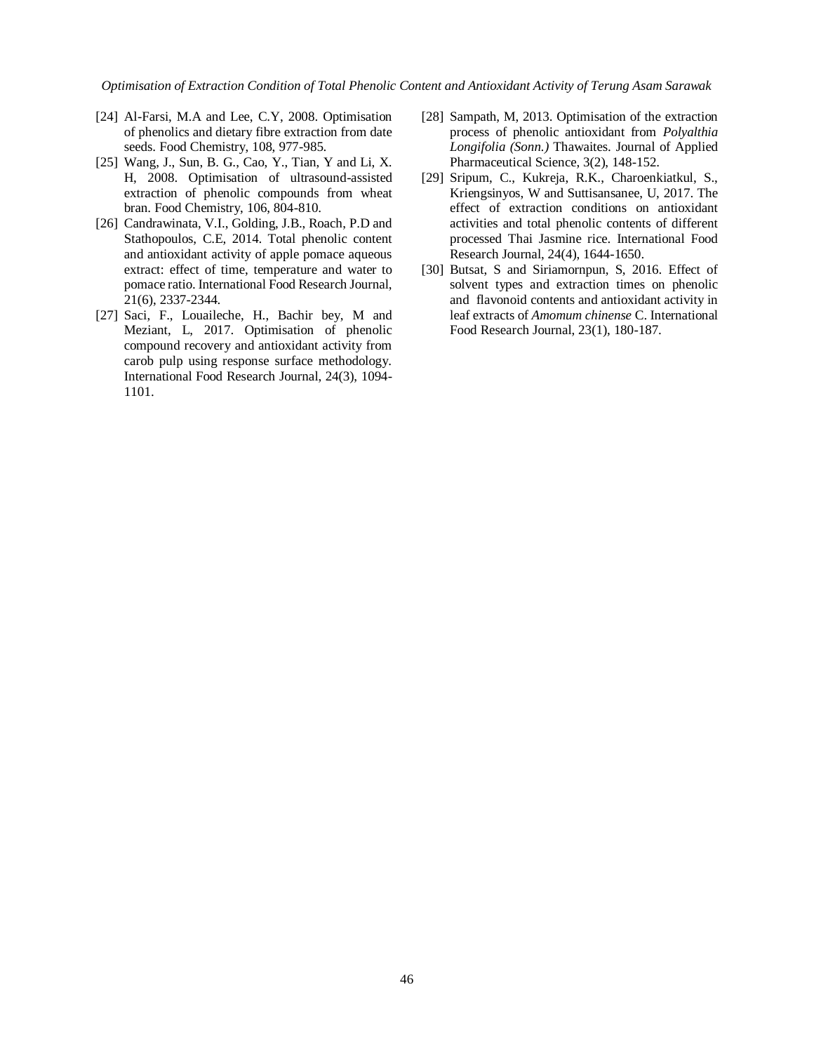[24] Al-Farsi, M.A and Lee, C.Y, 2008. Optimisation of phenolics and dietary fibre extraction from date seeds. Food Chemistry, 108, 977-985.

[25] Wang, J., Sun, B. G., Cao, Y., Tian, Y and Li, X. H, 2008. Optimisation of ultrasound-assisted extraction of phenolic compounds from wheat bran. Food Chemistry, 106, 804-810.

[26] Candrawinata, V.I., Golding, J.B., Roach, P.D and Stathopoulos, C.E, 2014. Total phenolic content and antioxidant activity of apple pomace aqueous extract: effect of time, temperature and water to pomace ratio. International Food Research Journal, 21(6), 2337-2344.

[27] Saci, F., Louaileche, H., Bachir bey, M and Meziant, L, 2017. Optimisation of phenolic compound recovery and antioxidant activity from carob pulp using response surface methodology. International Food Research Journal, 24(3), 1094-1101.

[28] Sampath, M, 2013. Optimisation of the extraction process of phenolic antioxidant from *Polyalthia Longifolia (Sonn.)* Thawaites. Journal of Applied Pharmaceutical Science, 3(2), 148-152.

[29] Sripum, C., Kukreja, R.K., Charoenkiatkul, S., Kriengsinyos, W and Suttisansanee, U, 2017. The effect of extraction conditions on antioxidant activities and total phenolic contents of different processed Thai Jasmine rice. International Food Research Journal, 24(4), 1644-1650.

[30] Butsat, S and Siriamornpun, S, 2016. Effect of solvent types and extraction times on phenolic and flavonoid contents and antioxidant activity in leaf extracts of *Amomum chinense* C. International Food Research Journal, 23(1), 180-187.